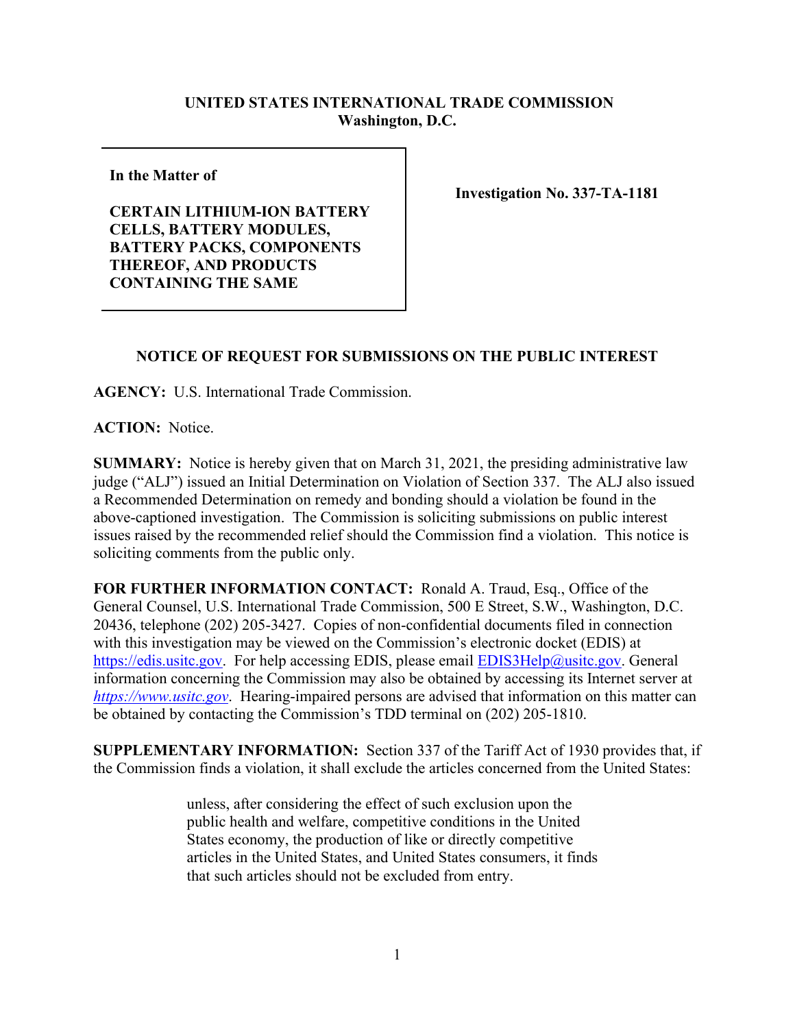**UNITED STATES INTERNATIONAL TRADE COMMISSION**
**Washington, D.C.**

| **In the Matter of**<br><br>**CERTAIN LITHIUM-ION BATTERY CELLS, BATTERY MODULES, BATTERY PACKS, COMPONENTS THEREOF, AND PRODUCTS CONTAINING THE SAME** | **Investigation No. 337-TA-1181** |
|---|---|

## NOTICE OF REQUEST FOR SUBMISSIONS ON THE PUBLIC INTEREST

**AGENCY:** U.S. International Trade Commission.

**ACTION:** Notice.

**SUMMARY:** Notice is hereby given that on March 31, 2021, the presiding administrative law judge ("ALJ") issued an Initial Determination on Violation of Section 337. The ALJ also issued a Recommended Determination on remedy and bonding should a violation be found in the above-captioned investigation. The Commission is soliciting submissions on public interest issues raised by the recommended relief should the Commission find a violation. This notice is soliciting comments from the public only.

**FOR FURTHER INFORMATION CONTACT:** Ronald A. Traud, Esq., Office of the General Counsel, U.S. International Trade Commission, 500 E Street, S.W., Washington, D.C. 20436, telephone (202) 205-3427. Copies of non-confidential documents filed in connection with this investigation may be viewed on the Commission's electronic docket (EDIS) at https://edis.usitc.gov. For help accessing EDIS, please email EDIS3Help@usitc.gov. General information concerning the Commission may also be obtained by accessing its Internet server at *https://www.usitc.gov*. Hearing-impaired persons are advised that information on this matter can be obtained by contacting the Commission's TDD terminal on (202) 205-1810.

**SUPPLEMENTARY INFORMATION:** Section 337 of the Tariff Act of 1930 provides that, if the Commission finds a violation, it shall exclude the articles concerned from the United States:

> unless, after considering the effect of such exclusion upon the public health and welfare, competitive conditions in the United States economy, the production of like or directly competitive articles in the United States, and United States consumers, it finds that such articles should not be excluded from entry.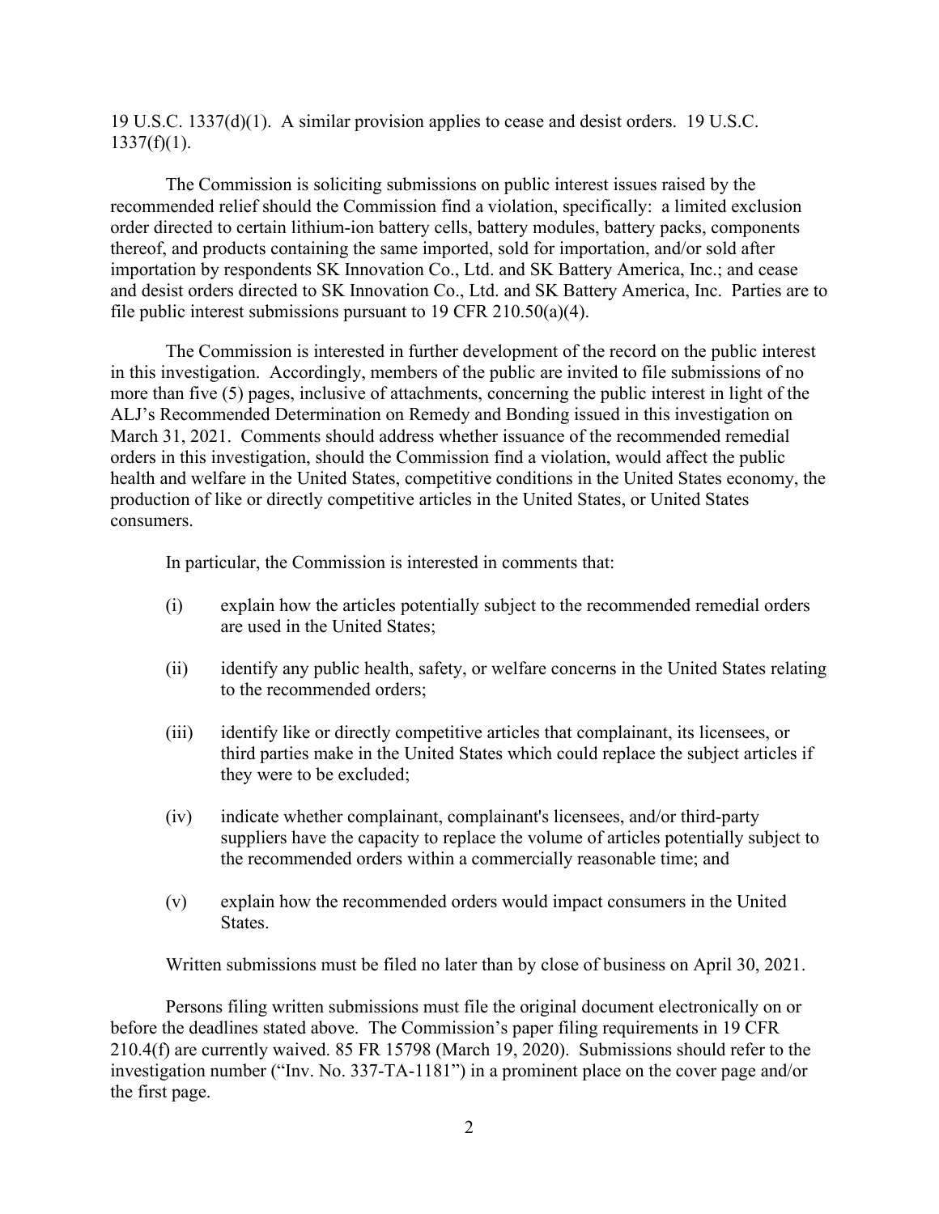19 U.S.C. 1337(d)(1). A similar provision applies to cease and desist orders. 19 U.S.C. 1337(f)(1).

The Commission is soliciting submissions on public interest issues raised by the recommended relief should the Commission find a violation, specifically: a limited exclusion order directed to certain lithium-ion battery cells, battery modules, battery packs, components thereof, and products containing the same imported, sold for importation, and/or sold after importation by respondents SK Innovation Co., Ltd. and SK Battery America, Inc.; and cease and desist orders directed to SK Innovation Co., Ltd. and SK Battery America, Inc. Parties are to file public interest submissions pursuant to 19 CFR 210.50(a)(4).

The Commission is interested in further development of the record on the public interest in this investigation. Accordingly, members of the public are invited to file submissions of no more than five (5) pages, inclusive of attachments, concerning the public interest in light of the ALJ's Recommended Determination on Remedy and Bonding issued in this investigation on March 31, 2021. Comments should address whether issuance of the recommended remedial orders in this investigation, should the Commission find a violation, would affect the public health and welfare in the United States, competitive conditions in the United States economy, the production of like or directly competitive articles in the United States, or United States consumers.

In particular, the Commission is interested in comments that:

(i) explain how the articles potentially subject to the recommended remedial orders are used in the United States;

(ii) identify any public health, safety, or welfare concerns in the United States relating to the recommended orders;

(iii) identify like or directly competitive articles that complainant, its licensees, or third parties make in the United States which could replace the subject articles if they were to be excluded;

(iv) indicate whether complainant, complainant's licensees, and/or third-party suppliers have the capacity to replace the volume of articles potentially subject to the recommended orders within a commercially reasonable time; and

(v) explain how the recommended orders would impact consumers in the United States.

Written submissions must be filed no later than by close of business on April 30, 2021.

Persons filing written submissions must file the original document electronically on or before the deadlines stated above. The Commission's paper filing requirements in 19 CFR 210.4(f) are currently waived. 85 FR 15798 (March 19, 2020). Submissions should refer to the investigation number ("Inv. No. 337-TA-1181") in a prominent place on the cover page and/or the first page.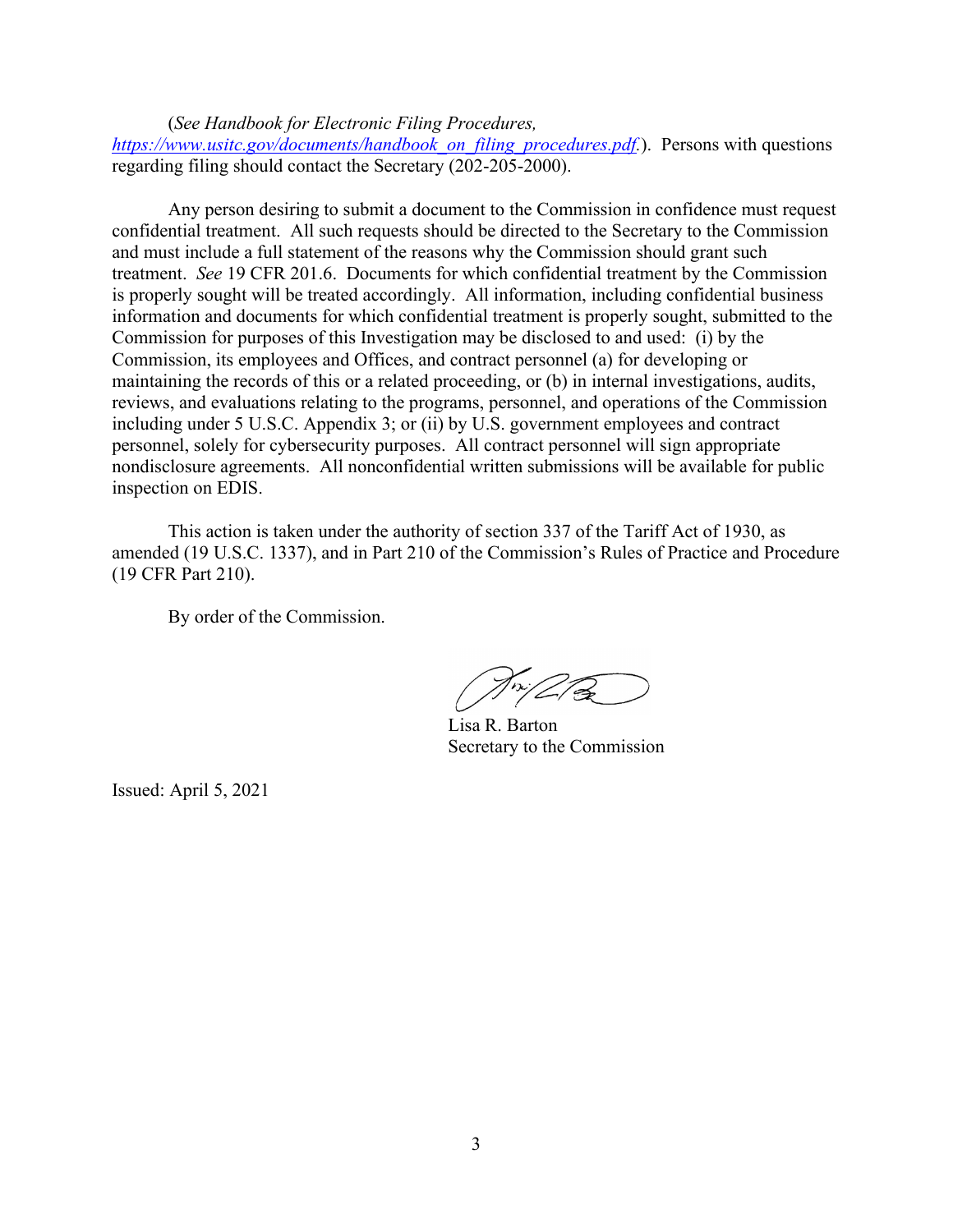(*See Handbook for Electronic Filing Procedures*, https://www.usitc.gov/documents/handbook_on_filing_procedures.pdf.). Persons with questions regarding filing should contact the Secretary (202-205-2000).

Any person desiring to submit a document to the Commission in confidence must request confidential treatment. All such requests should be directed to the Secretary to the Commission and must include a full statement of the reasons why the Commission should grant such treatment. *See* 19 CFR 201.6. Documents for which confidential treatment by the Commission is properly sought will be treated accordingly. All information, including confidential business information and documents for which confidential treatment is properly sought, submitted to the Commission for purposes of this Investigation may be disclosed to and used: (i) by the Commission, its employees and Offices, and contract personnel (a) for developing or maintaining the records of this or a related proceeding, or (b) in internal investigations, audits, reviews, and evaluations relating to the programs, personnel, and operations of the Commission including under 5 U.S.C. Appendix 3; or (ii) by U.S. government employees and contract personnel, solely for cybersecurity purposes. All contract personnel will sign appropriate nondisclosure agreements. All nonconfidential written submissions will be available for public inspection on EDIS.

This action is taken under the authority of section 337 of the Tariff Act of 1930, as amended (19 U.S.C. 1337), and in Part 210 of the Commission's Rules of Practice and Procedure (19 CFR Part 210).

By order of the Commission.

Lisa R. Barton
Secretary to the Commission

Issued: April 5, 2021